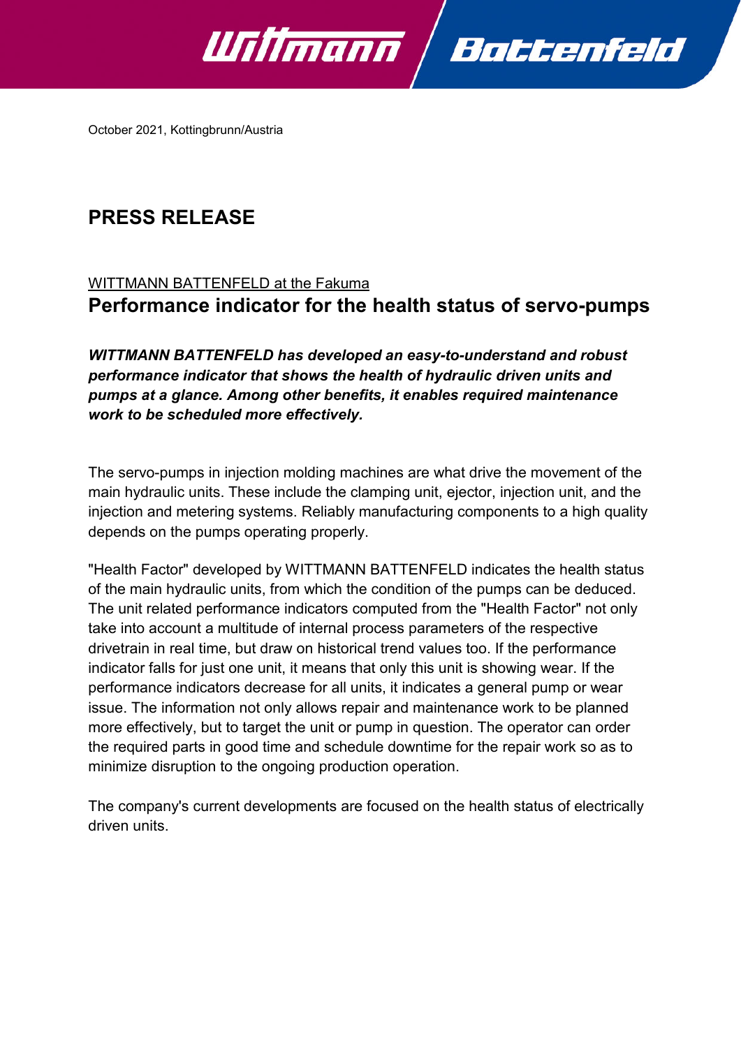October 2021, Kottingbrunn/Austria

# PRESS RELEASE

WITTMANN BATTENFELD at the Fakuma

## Performance indicator for the health status of servo-pumps

***WITTMANN BATTENFELD has developed an easy-to-understand and robust performance indicator that shows the health of hydraulic driven units and pumps at a glance. Among other benefits, it enables required maintenance work to be scheduled more effectively.***

The servo-pumps in injection molding machines are what drive the movement of the main hydraulic units. These include the clamping unit, ejector, injection unit, and the injection and metering systems. Reliably manufacturing components to a high quality depends on the pumps operating properly.

"Health Factor" developed by WITTMANN BATTENFELD indicates the health status of the main hydraulic units, from which the condition of the pumps can be deduced. The unit related performance indicators computed from the "Health Factor" not only take into account a multitude of internal process parameters of the respective drivetrain in real time, but draw on historical trend values too. If the performance indicator falls for just one unit, it means that only this unit is showing wear. If the performance indicators decrease for all units, it indicates a general pump or wear issue. The information not only allows repair and maintenance work to be planned more effectively, but to target the unit or pump in question. The operator can order the required parts in good time and schedule downtime for the repair work so as to minimize disruption to the ongoing production operation.

The company's current developments are focused on the health status of electrically driven units.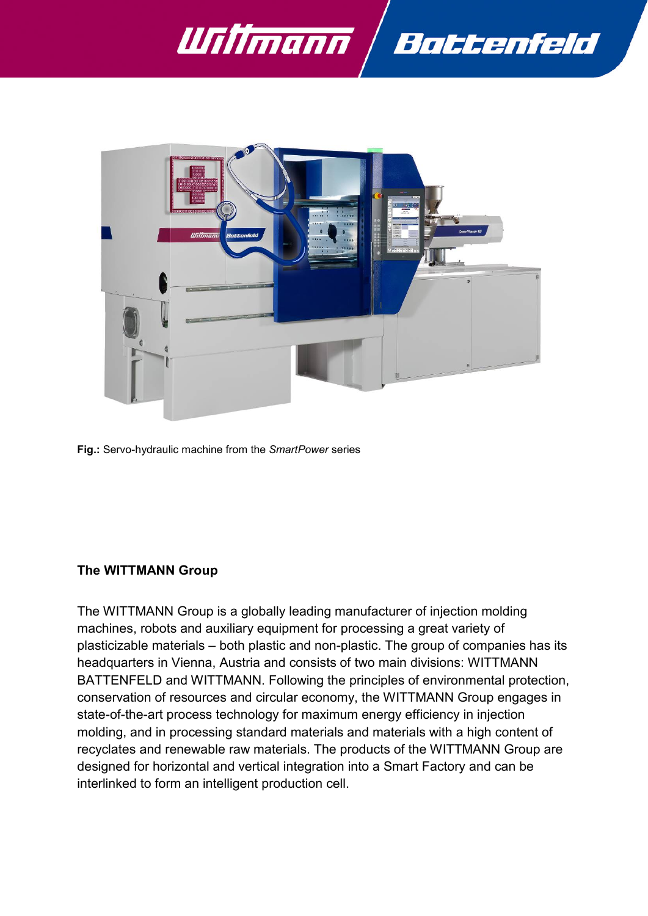**Fig.:** Servo-hydraulic machine from the *SmartPower* series

**The WITTMANN Group**

The WITTMANN Group is a globally leading manufacturer of injection molding machines, robots and auxiliary equipment for processing a great variety of plasticizable materials – both plastic and non-plastic. The group of companies has its headquarters in Vienna, Austria and consists of two main divisions: WITTMANN BATTENFELD and WITTMANN. Following the principles of environmental protection, conservation of resources and circular economy, the WITTMANN Group engages in state-of-the-art process technology for maximum energy efficiency in injection molding, and in processing standard materials and materials with a high content of recyclates and renewable raw materials. The products of the WITTMANN Group are designed for horizontal and vertical integration into a Smart Factory and can be interlinked to form an intelligent production cell.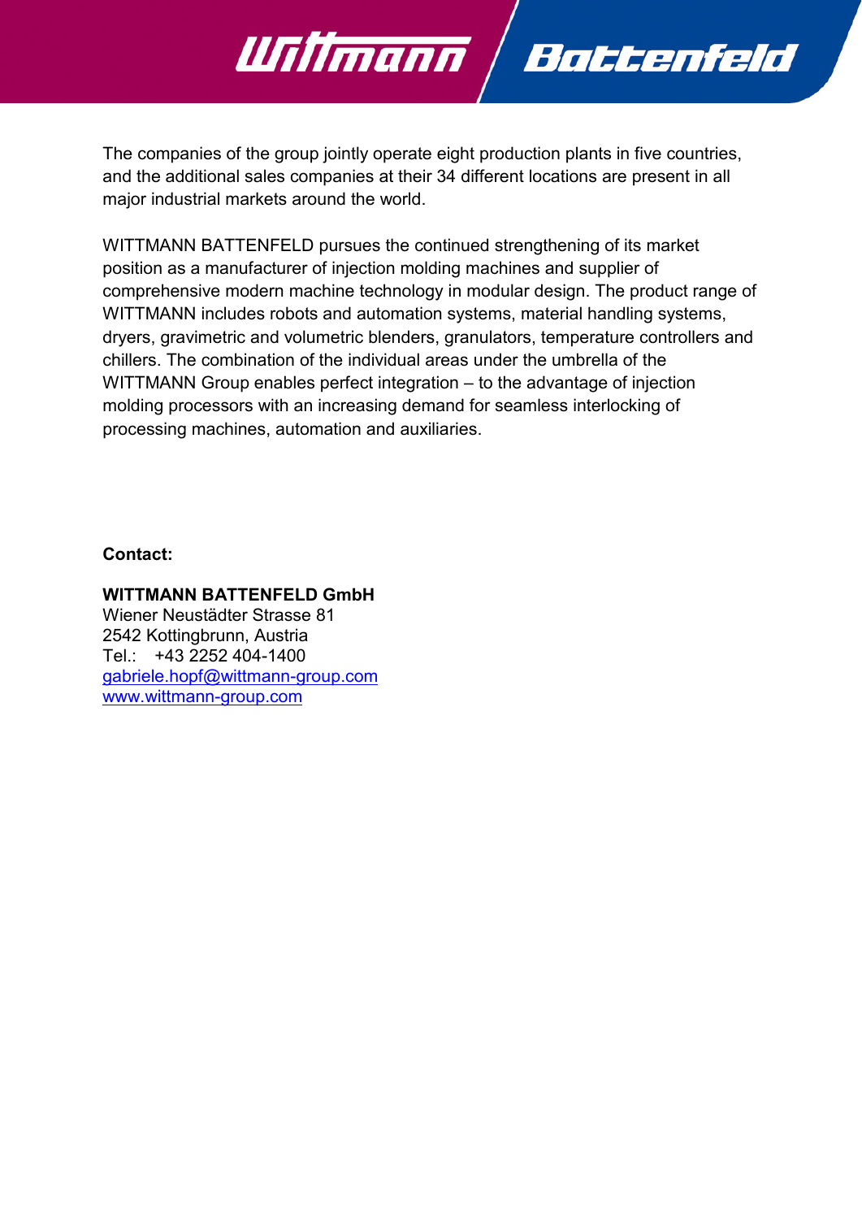The companies of the group jointly operate eight production plants in five countries, and the additional sales companies at their 34 different locations are present in all major industrial markets around the world.

WITTMANN BATTENFELD pursues the continued strengthening of its market position as a manufacturer of injection molding machines and supplier of comprehensive modern machine technology in modular design. The product range of WITTMANN includes robots and automation systems, material handling systems, dryers, gravimetric and volumetric blenders, granulators, temperature controllers and chillers. The combination of the individual areas under the umbrella of the WITTMANN Group enables perfect integration – to the advantage of injection molding processors with an increasing demand for seamless interlocking of processing machines, automation and auxiliaries.

**Contact:**

**WITTMANN BATTENFELD GmbH**
Wiener Neustädter Strasse 81
2542 Kottingbrunn, Austria
Tel.: +43 2252 404-1400
gabriele.hopf@wittmann-group.com
www.wittmann-group.com